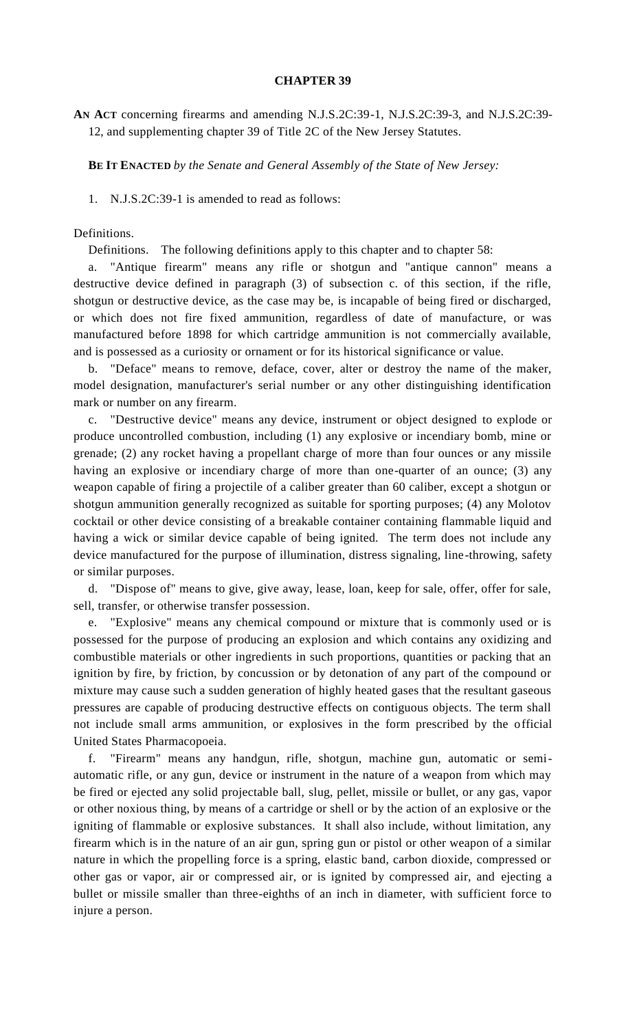# CHAPTER 39

**AN ACT** concerning firearms and amending N.J.S.2C:39-1, N.J.S.2C:39-3, and N.J.S.2C:39-12, and supplementing chapter 39 of Title 2C of the New Jersey Statutes.

**BE IT ENACTED** *by the Senate and General Assembly of the State of New Jersey:*

1. N.J.S.2C:39-1 is amended to read as follows:

Definitions.

Definitions. The following definitions apply to this chapter and to chapter 58:

a. "Antique firearm" means any rifle or shotgun and "antique cannon" means a destructive device defined in paragraph (3) of subsection c. of this section, if the rifle, shotgun or destructive device, as the case may be, is incapable of being fired or discharged, or which does not fire fixed ammunition, regardless of date of manufacture, or was manufactured before 1898 for which cartridge ammunition is not commercially available, and is possessed as a curiosity or ornament or for its historical significance or value.

b. "Deface" means to remove, deface, cover, alter or destroy the name of the maker, model designation, manufacturer's serial number or any other distinguishing identification mark or number on any firearm.

c. "Destructive device" means any device, instrument or object designed to explode or produce uncontrolled combustion, including (1) any explosive or incendiary bomb, mine or grenade; (2) any rocket having a propellant charge of more than four ounces or any missile having an explosive or incendiary charge of more than one-quarter of an ounce; (3) any weapon capable of firing a projectile of a caliber greater than 60 caliber, except a shotgun or shotgun ammunition generally recognized as suitable for sporting purposes; (4) any Molotov cocktail or other device consisting of a breakable container containing flammable liquid and having a wick or similar device capable of being ignited. The term does not include any device manufactured for the purpose of illumination, distress signaling, line-throwing, safety or similar purposes.

d. "Dispose of" means to give, give away, lease, loan, keep for sale, offer, offer for sale, sell, transfer, or otherwise transfer possession.

e. "Explosive" means any chemical compound or mixture that is commonly used or is possessed for the purpose of producing an explosion and which contains any oxidizing and combustible materials or other ingredients in such proportions, quantities or packing that an ignition by fire, by friction, by concussion or by detonation of any part of the compound or mixture may cause such a sudden generation of highly heated gases that the resultant gaseous pressures are capable of producing destructive effects on contiguous objects. The term shall not include small arms ammunition, or explosives in the form prescribed by the official United States Pharmacopoeia.

f. "Firearm" means any handgun, rifle, shotgun, machine gun, automatic or semi-automatic rifle, or any gun, device or instrument in the nature of a weapon from which may be fired or ejected any solid projectable ball, slug, pellet, missile or bullet, or any gas, vapor or other noxious thing, by means of a cartridge or shell or by the action of an explosive or the igniting of flammable or explosive substances. It shall also include, without limitation, any firearm which is in the nature of an air gun, spring gun or pistol or other weapon of a similar nature in which the propelling force is a spring, elastic band, carbon dioxide, compressed or other gas or vapor, air or compressed air, or is ignited by compressed air, and ejecting a bullet or missile smaller than three-eighths of an inch in diameter, with sufficient force to injure a person.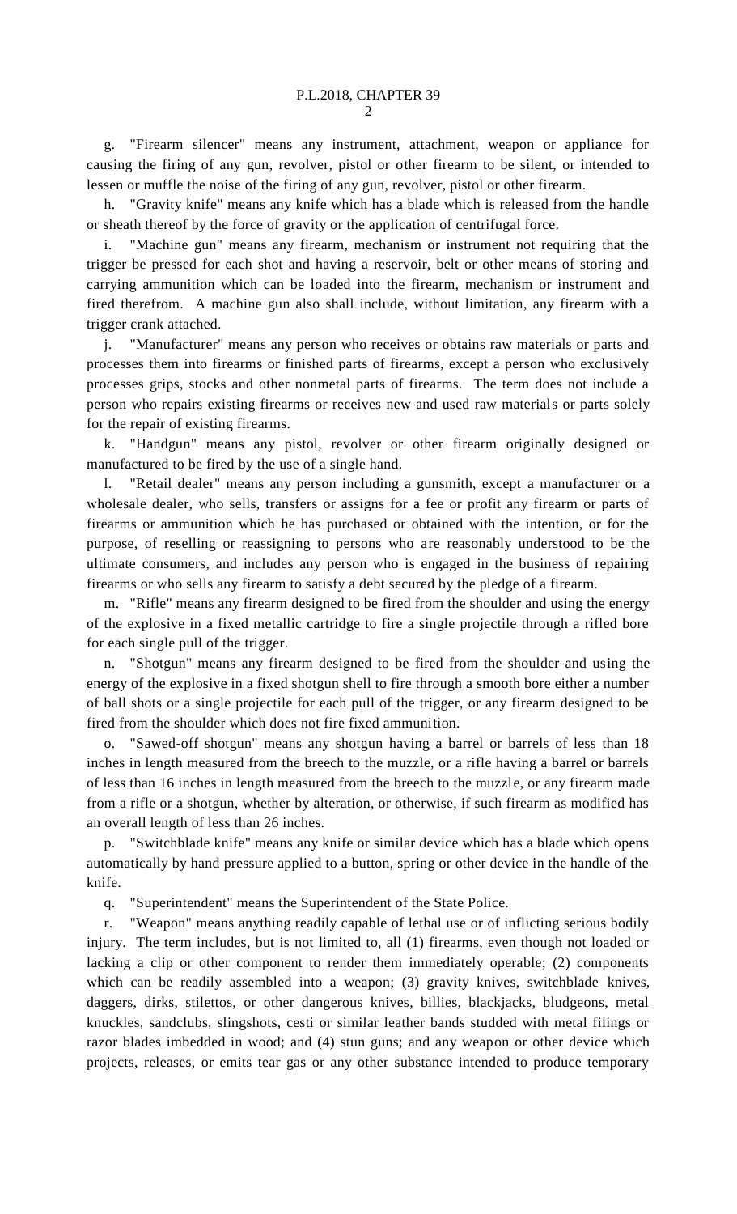g. "Firearm silencer" means any instrument, attachment, weapon or appliance for causing the firing of any gun, revolver, pistol or other firearm to be silent, or intended to lessen or muffle the noise of the firing of any gun, revolver, pistol or other firearm.

h. "Gravity knife" means any knife which has a blade which is released from the handle or sheath thereof by the force of gravity or the application of centrifugal force.

i. "Machine gun" means any firearm, mechanism or instrument not requiring that the trigger be pressed for each shot and having a reservoir, belt or other means of storing and carrying ammunition which can be loaded into the firearm, mechanism or instrument and fired therefrom. A machine gun also shall include, without limitation, any firearm with a trigger crank attached.

j. "Manufacturer" means any person who receives or obtains raw materials or parts and processes them into firearms or finished parts of firearms, except a person who exclusively processes grips, stocks and other nonmetal parts of firearms. The term does not include a person who repairs existing firearms or receives new and used raw materials or parts solely for the repair of existing firearms.

k. "Handgun" means any pistol, revolver or other firearm originally designed or manufactured to be fired by the use of a single hand.

l. "Retail dealer" means any person including a gunsmith, except a manufacturer or a wholesale dealer, who sells, transfers or assigns for a fee or profit any firearm or parts of firearms or ammunition which he has purchased or obtained with the intention, or for the purpose, of reselling or reassigning to persons who are reasonably understood to be the ultimate consumers, and includes any person who is engaged in the business of repairing firearms or who sells any firearm to satisfy a debt secured by the pledge of a firearm.

m. "Rifle" means any firearm designed to be fired from the shoulder and using the energy of the explosive in a fixed metallic cartridge to fire a single projectile through a rifled bore for each single pull of the trigger.

n. "Shotgun" means any firearm designed to be fired from the shoulder and using the energy of the explosive in a fixed shotgun shell to fire through a smooth bore either a number of ball shots or a single projectile for each pull of the trigger, or any firearm designed to be fired from the shoulder which does not fire fixed ammunition.

o. "Sawed-off shotgun" means any shotgun having a barrel or barrels of less than 18 inches in length measured from the breech to the muzzle, or a rifle having a barrel or barrels of less than 16 inches in length measured from the breech to the muzzle, or any firearm made from a rifle or a shotgun, whether by alteration, or otherwise, if such firearm as modified has an overall length of less than 26 inches.

p. "Switchblade knife" means any knife or similar device which has a blade which opens automatically by hand pressure applied to a button, spring or other device in the handle of the knife.

q. "Superintendent" means the Superintendent of the State Police.

r. "Weapon" means anything readily capable of lethal use or of inflicting serious bodily injury. The term includes, but is not limited to, all (1) firearms, even though not loaded or lacking a clip or other component to render them immediately operable; (2) components which can be readily assembled into a weapon; (3) gravity knives, switchblade knives, daggers, dirks, stilettos, or other dangerous knives, billies, blackjacks, bludgeons, metal knuckles, sandclubs, slingshots, cesti or similar leather bands studded with metal filings or razor blades imbedded in wood; and (4) stun guns; and any weapon or other device which projects, releases, or emits tear gas or any other substance intended to produce temporary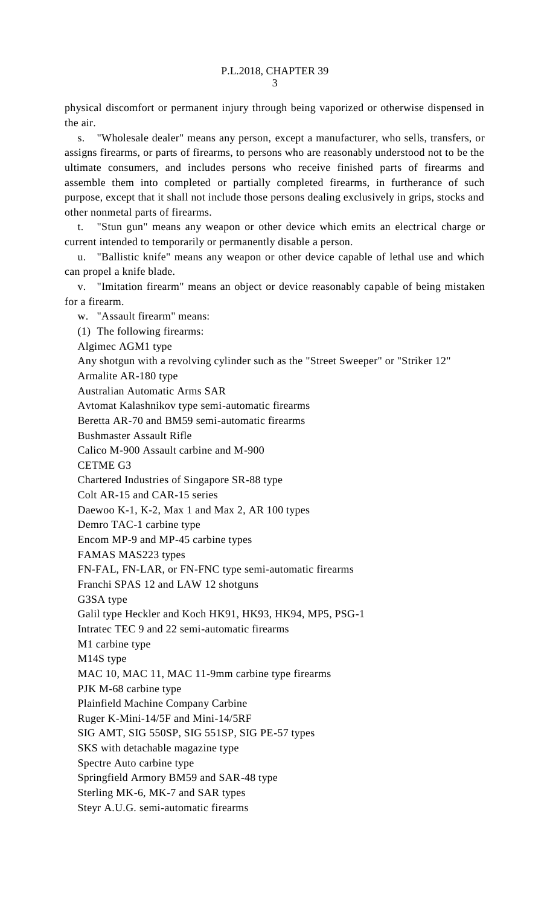physical discomfort or permanent injury through being vaporized or otherwise dispensed in the air.

s. "Wholesale dealer" means any person, except a manufacturer, who sells, transfers, or assigns firearms, or parts of firearms, to persons who are reasonably understood not to be the ultimate consumers, and includes persons who receive finished parts of firearms and assemble them into completed or partially completed firearms, in furtherance of such purpose, except that it shall not include those persons dealing exclusively in grips, stocks and other nonmetal parts of firearms.

t. "Stun gun" means any weapon or other device which emits an electrical charge or current intended to temporarily or permanently disable a person.

u. "Ballistic knife" means any weapon or other device capable of lethal use and which can propel a knife blade.

v. "Imitation firearm" means an object or device reasonably capable of being mistaken for a firearm.

w. "Assault firearm" means:

(1) The following firearms:

Algimec AGM1 type

Any shotgun with a revolving cylinder such as the "Street Sweeper" or "Striker 12"

Armalite AR-180 type

Australian Automatic Arms SAR

Avtomat Kalashnikov type semi-automatic firearms

Beretta AR-70 and BM59 semi-automatic firearms

Bushmaster Assault Rifle

Calico M-900 Assault carbine and M-900

CETME G3

Chartered Industries of Singapore SR-88 type

Colt AR-15 and CAR-15 series

Daewoo K-1, K-2, Max 1 and Max 2, AR 100 types

Demro TAC-1 carbine type

Encom MP-9 and MP-45 carbine types

FAMAS MAS223 types

FN-FAL, FN-LAR, or FN-FNC type semi-automatic firearms

Franchi SPAS 12 and LAW 12 shotguns

G3SA type

Galil type Heckler and Koch HK91, HK93, HK94, MP5, PSG-1

Intratec TEC 9 and 22 semi-automatic firearms

M1 carbine type

M14S type

MAC 10, MAC 11, MAC 11-9mm carbine type firearms

PJK M-68 carbine type

Plainfield Machine Company Carbine

Ruger K-Mini-14/5F and Mini-14/5RF

SIG AMT, SIG 550SP, SIG 551SP, SIG PE-57 types

SKS with detachable magazine type

Spectre Auto carbine type

Springfield Armory BM59 and SAR-48 type

Sterling MK-6, MK-7 and SAR types

Steyr A.U.G. semi-automatic firearms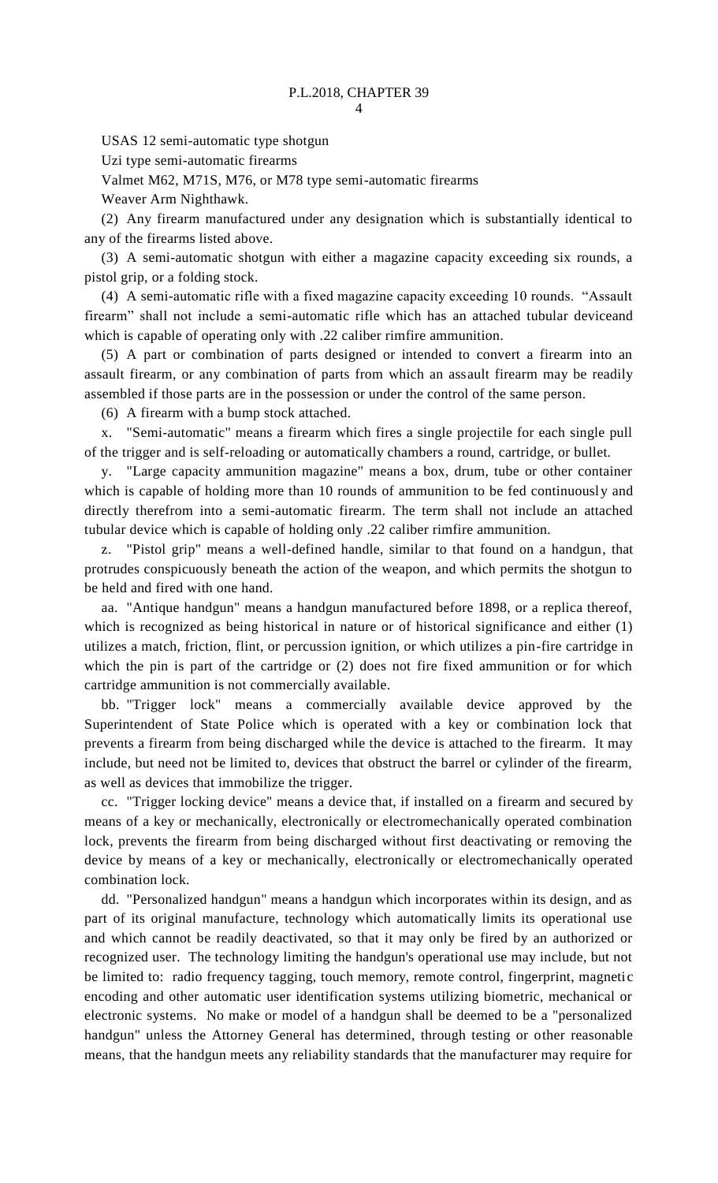USAS 12 semi-automatic type shotgun

Uzi type semi-automatic firearms

Valmet M62, M71S, M76, or M78 type semi-automatic firearms

Weaver Arm Nighthawk.

(2) Any firearm manufactured under any designation which is substantially identical to any of the firearms listed above.

(3) A semi-automatic shotgun with either a magazine capacity exceeding six rounds, a pistol grip, or a folding stock.

(4) A semi-automatic rifle with a fixed magazine capacity exceeding 10 rounds. "Assault firearm" shall not include a semi-automatic rifle which has an attached tubular deviceand which is capable of operating only with .22 caliber rimfire ammunition.

(5) A part or combination of parts designed or intended to convert a firearm into an assault firearm, or any combination of parts from which an assault firearm may be readily assembled if those parts are in the possession or under the control of the same person.

(6) A firearm with a bump stock attached.

x. "Semi-automatic" means a firearm which fires a single projectile for each single pull of the trigger and is self-reloading or automatically chambers a round, cartridge, or bullet.

y. "Large capacity ammunition magazine" means a box, drum, tube or other container which is capable of holding more than 10 rounds of ammunition to be fed continuously and directly therefrom into a semi-automatic firearm. The term shall not include an attached tubular device which is capable of holding only .22 caliber rimfire ammunition.

z. "Pistol grip" means a well-defined handle, similar to that found on a handgun, that protrudes conspicuously beneath the action of the weapon, and which permits the shotgun to be held and fired with one hand.

aa. "Antique handgun" means a handgun manufactured before 1898, or a replica thereof, which is recognized as being historical in nature or of historical significance and either (1) utilizes a match, friction, flint, or percussion ignition, or which utilizes a pin-fire cartridge in which the pin is part of the cartridge or (2) does not fire fixed ammunition or for which cartridge ammunition is not commercially available.

bb. "Trigger lock" means a commercially available device approved by the Superintendent of State Police which is operated with a key or combination lock that prevents a firearm from being discharged while the device is attached to the firearm. It may include, but need not be limited to, devices that obstruct the barrel or cylinder of the firearm, as well as devices that immobilize the trigger.

cc. "Trigger locking device" means a device that, if installed on a firearm and secured by means of a key or mechanically, electronically or electromechanically operated combination lock, prevents the firearm from being discharged without first deactivating or removing the device by means of a key or mechanically, electronically or electromechanically operated combination lock.

dd. "Personalized handgun" means a handgun which incorporates within its design, and as part of its original manufacture, technology which automatically limits its operational use and which cannot be readily deactivated, so that it may only be fired by an authorized or recognized user. The technology limiting the handgun's operational use may include, but not be limited to: radio frequency tagging, touch memory, remote control, fingerprint, magnetic encoding and other automatic user identification systems utilizing biometric, mechanical or electronic systems. No make or model of a handgun shall be deemed to be a "personalized handgun" unless the Attorney General has determined, through testing or other reasonable means, that the handgun meets any reliability standards that the manufacturer may require for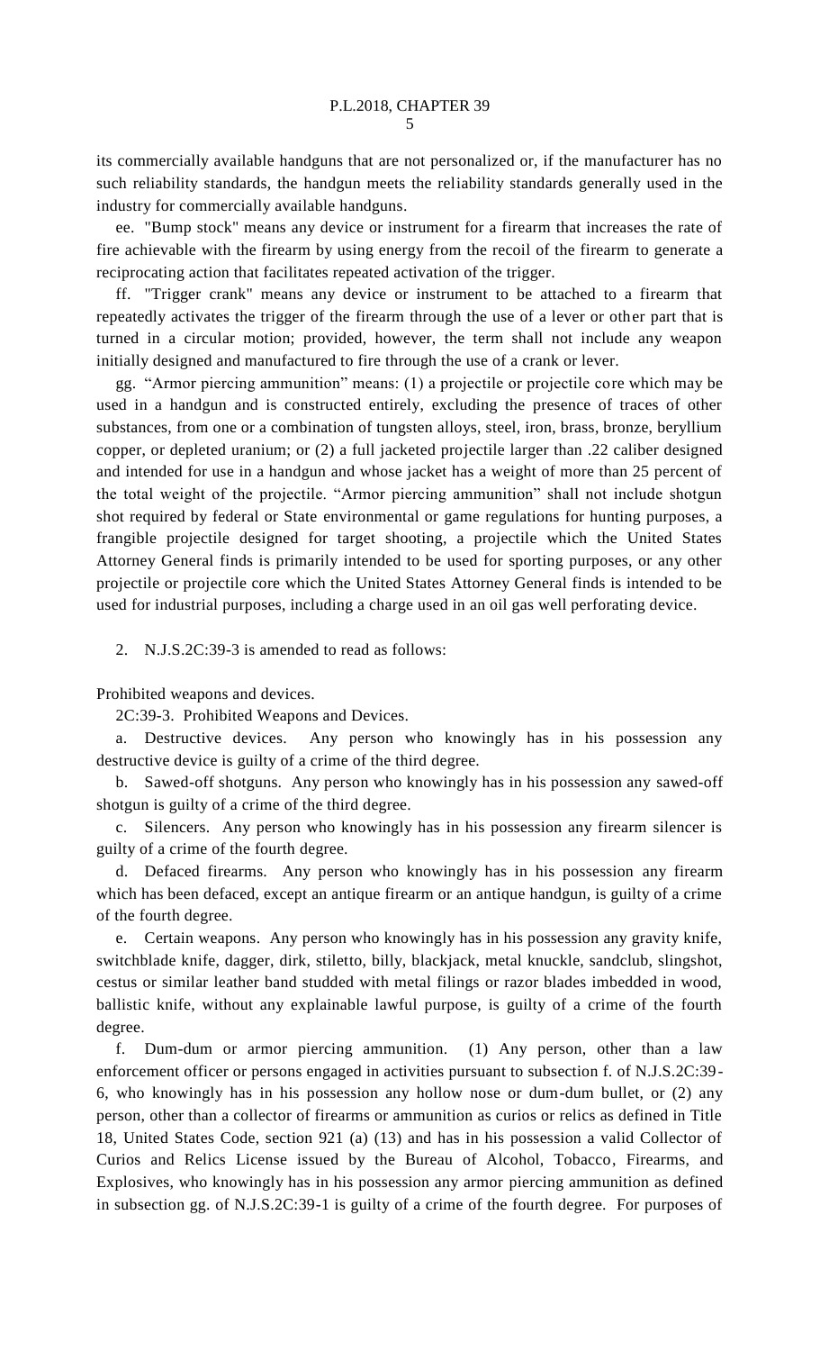its commercially available handguns that are not personalized or, if the manufacturer has no such reliability standards, the handgun meets the reliability standards generally used in the industry for commercially available handguns.

ee. "Bump stock" means any device or instrument for a firearm that increases the rate of fire achievable with the firearm by using energy from the recoil of the firearm to generate a reciprocating action that facilitates repeated activation of the trigger.

ff. "Trigger crank" means any device or instrument to be attached to a firearm that repeatedly activates the trigger of the firearm through the use of a lever or other part that is turned in a circular motion; provided, however, the term shall not include any weapon initially designed and manufactured to fire through the use of a crank or lever.

gg. "Armor piercing ammunition" means: (1) a projectile or projectile core which may be used in a handgun and is constructed entirely, excluding the presence of traces of other substances, from one or a combination of tungsten alloys, steel, iron, brass, bronze, beryllium copper, or depleted uranium; or (2) a full jacketed projectile larger than .22 caliber designed and intended for use in a handgun and whose jacket has a weight of more than 25 percent of the total weight of the projectile. "Armor piercing ammunition" shall not include shotgun shot required by federal or State environmental or game regulations for hunting purposes, a frangible projectile designed for target shooting, a projectile which the United States Attorney General finds is primarily intended to be used for sporting purposes, or any other projectile or projectile core which the United States Attorney General finds is intended to be used for industrial purposes, including a charge used in an oil gas well perforating device.

2. N.J.S.2C:39-3 is amended to read as follows:

Prohibited weapons and devices.

2C:39-3. Prohibited Weapons and Devices.

a. Destructive devices. Any person who knowingly has in his possession any destructive device is guilty of a crime of the third degree.

b. Sawed-off shotguns. Any person who knowingly has in his possession any sawed-off shotgun is guilty of a crime of the third degree.

c. Silencers. Any person who knowingly has in his possession any firearm silencer is guilty of a crime of the fourth degree.

d. Defaced firearms. Any person who knowingly has in his possession any firearm which has been defaced, except an antique firearm or an antique handgun, is guilty of a crime of the fourth degree.

e. Certain weapons. Any person who knowingly has in his possession any gravity knife, switchblade knife, dagger, dirk, stiletto, billy, blackjack, metal knuckle, sandclub, slingshot, cestus or similar leather band studded with metal filings or razor blades imbedded in wood, ballistic knife, without any explainable lawful purpose, is guilty of a crime of the fourth degree.

f. Dum-dum or armor piercing ammunition. (1) Any person, other than a law enforcement officer or persons engaged in activities pursuant to subsection f. of N.J.S.2C:39-6, who knowingly has in his possession any hollow nose or dum-dum bullet, or (2) any person, other than a collector of firearms or ammunition as curios or relics as defined in Title 18, United States Code, section 921 (a) (13) and has in his possession a valid Collector of Curios and Relics License issued by the Bureau of Alcohol, Tobacco, Firearms, and Explosives, who knowingly has in his possession any armor piercing ammunition as defined in subsection gg. of N.J.S.2C:39-1 is guilty of a crime of the fourth degree. For purposes of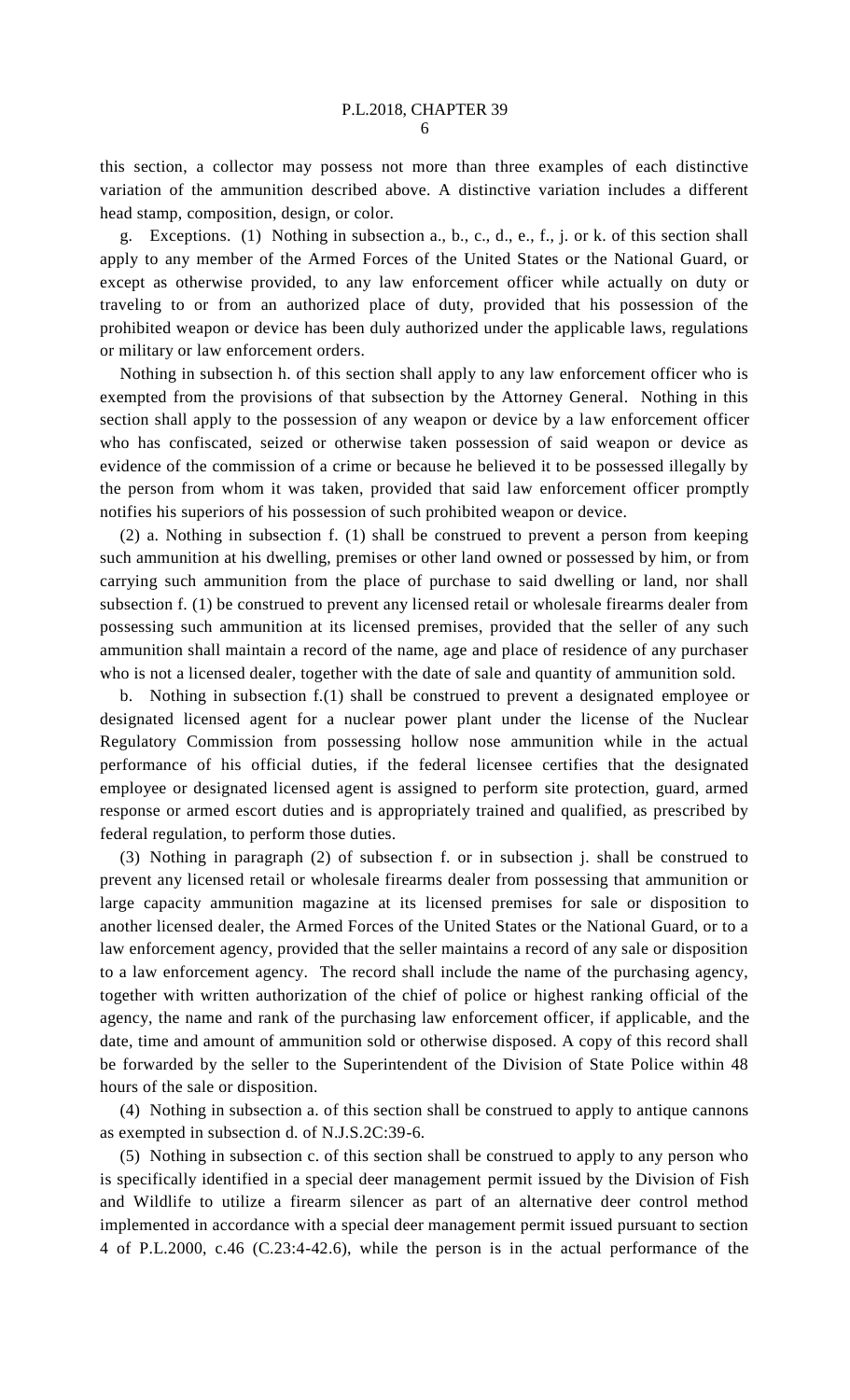this section, a collector may possess not more than three examples of each distinctive variation of the ammunition described above. A distinctive variation includes a different head stamp, composition, design, or color.

g. Exceptions. (1) Nothing in subsection a., b., c., d., e., f., j. or k. of this section shall apply to any member of the Armed Forces of the United States or the National Guard, or except as otherwise provided, to any law enforcement officer while actually on duty or traveling to or from an authorized place of duty, provided that his possession of the prohibited weapon or device has been duly authorized under the applicable laws, regulations or military or law enforcement orders.

Nothing in subsection h. of this section shall apply to any law enforcement officer who is exempted from the provisions of that subsection by the Attorney General. Nothing in this section shall apply to the possession of any weapon or device by a law enforcement officer who has confiscated, seized or otherwise taken possession of said weapon or device as evidence of the commission of a crime or because he believed it to be possessed illegally by the person from whom it was taken, provided that said law enforcement officer promptly notifies his superiors of his possession of such prohibited weapon or device.

(2) a. Nothing in subsection f. (1) shall be construed to prevent a person from keeping such ammunition at his dwelling, premises or other land owned or possessed by him, or from carrying such ammunition from the place of purchase to said dwelling or land, nor shall subsection f. (1) be construed to prevent any licensed retail or wholesale firearms dealer from possessing such ammunition at its licensed premises, provided that the seller of any such ammunition shall maintain a record of the name, age and place of residence of any purchaser who is not a licensed dealer, together with the date of sale and quantity of ammunition sold.

b. Nothing in subsection f.(1) shall be construed to prevent a designated employee or designated licensed agent for a nuclear power plant under the license of the Nuclear Regulatory Commission from possessing hollow nose ammunition while in the actual performance of his official duties, if the federal licensee certifies that the designated employee or designated licensed agent is assigned to perform site protection, guard, armed response or armed escort duties and is appropriately trained and qualified, as prescribed by federal regulation, to perform those duties.

(3) Nothing in paragraph (2) of subsection f. or in subsection j. shall be construed to prevent any licensed retail or wholesale firearms dealer from possessing that ammunition or large capacity ammunition magazine at its licensed premises for sale or disposition to another licensed dealer, the Armed Forces of the United States or the National Guard, or to a law enforcement agency, provided that the seller maintains a record of any sale or disposition to a law enforcement agency. The record shall include the name of the purchasing agency, together with written authorization of the chief of police or highest ranking official of the agency, the name and rank of the purchasing law enforcement officer, if applicable, and the date, time and amount of ammunition sold or otherwise disposed. A copy of this record shall be forwarded by the seller to the Superintendent of the Division of State Police within 48 hours of the sale or disposition.

(4) Nothing in subsection a. of this section shall be construed to apply to antique cannons as exempted in subsection d. of N.J.S.2C:39-6.

(5) Nothing in subsection c. of this section shall be construed to apply to any person who is specifically identified in a special deer management permit issued by the Division of Fish and Wildlife to utilize a firearm silencer as part of an alternative deer control method implemented in accordance with a special deer management permit issued pursuant to section 4 of P.L.2000, c.46 (C.23:4-42.6), while the person is in the actual performance of the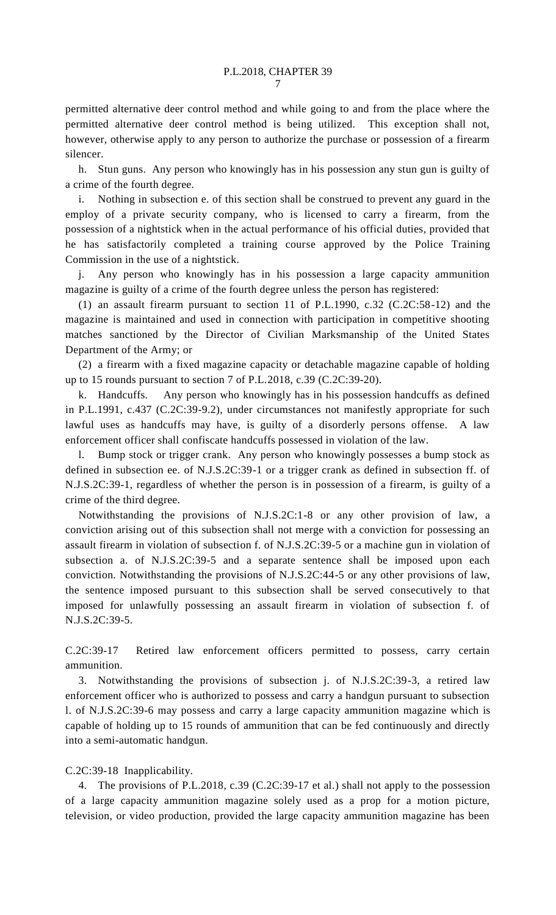permitted alternative deer control method and while going to and from the place where the permitted alternative deer control method is being utilized. This exception shall not, however, otherwise apply to any person to authorize the purchase or possession of a firearm silencer.

h. Stun guns. Any person who knowingly has in his possession any stun gun is guilty of a crime of the fourth degree.

i. Nothing in subsection e. of this section shall be construed to prevent any guard in the employ of a private security company, who is licensed to carry a firearm, from the possession of a nightstick when in the actual performance of his official duties, provided that he has satisfactorily completed a training course approved by the Police Training Commission in the use of a nightstick.

j. Any person who knowingly has in his possession a large capacity ammunition magazine is guilty of a crime of the fourth degree unless the person has registered:

(1) an assault firearm pursuant to section 11 of P.L.1990, c.32 (C.2C:58-12) and the magazine is maintained and used in connection with participation in competitive shooting matches sanctioned by the Director of Civilian Marksmanship of the United States Department of the Army; or

(2) a firearm with a fixed magazine capacity or detachable magazine capable of holding up to 15 rounds pursuant to section 7 of P.L.2018, c.39 (C.2C:39-20).

k. Handcuffs. Any person who knowingly has in his possession handcuffs as defined in P.L.1991, c.437 (C.2C:39-9.2), under circumstances not manifestly appropriate for such lawful uses as handcuffs may have, is guilty of a disorderly persons offense. A law enforcement officer shall confiscate handcuffs possessed in violation of the law.

l. Bump stock or trigger crank. Any person who knowingly possesses a bump stock as defined in subsection ee. of N.J.S.2C:39-1 or a trigger crank as defined in subsection ff. of N.J.S.2C:39-1, regardless of whether the person is in possession of a firearm, is guilty of a crime of the third degree.

Notwithstanding the provisions of N.J.S.2C:1-8 or any other provision of law, a conviction arising out of this subsection shall not merge with a conviction for possessing an assault firearm in violation of subsection f. of N.J.S.2C:39-5 or a machine gun in violation of subsection a. of N.J.S.2C:39-5 and a separate sentence shall be imposed upon each conviction. Notwithstanding the provisions of N.J.S.2C:44-5 or any other provisions of law, the sentence imposed pursuant to this subsection shall be served consecutively to that imposed for unlawfully possessing an assault firearm in violation of subsection f. of N.J.S.2C:39-5.

C.2C:39-17 Retired law enforcement officers permitted to possess, carry certain ammunition.

3. Notwithstanding the provisions of subsection j. of N.J.S.2C:39-3, a retired law enforcement officer who is authorized to possess and carry a handgun pursuant to subsection l. of N.J.S.2C:39-6 may possess and carry a large capacity ammunition magazine which is capable of holding up to 15 rounds of ammunition that can be fed continuously and directly into a semi-automatic handgun.

C.2C:39-18 Inapplicability.

4. The provisions of P.L.2018, c.39 (C.2C:39-17 et al.) shall not apply to the possession of a large capacity ammunition magazine solely used as a prop for a motion picture, television, or video production, provided the large capacity ammunition magazine has been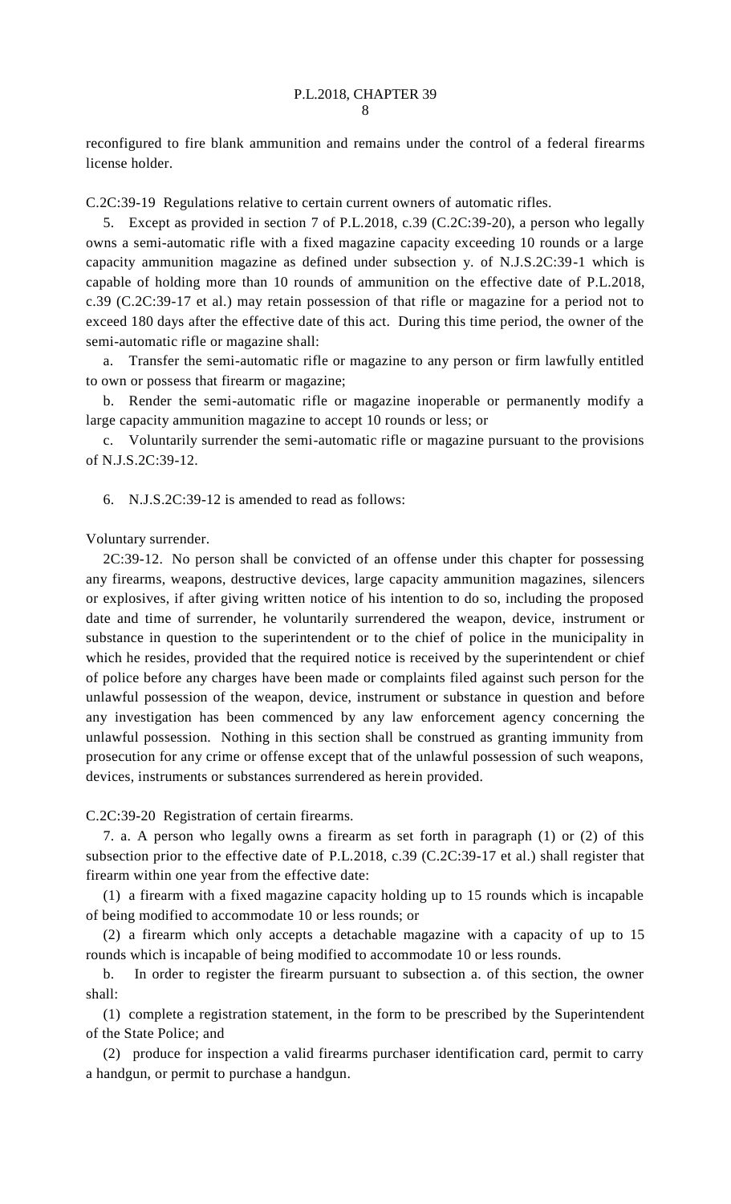reconfigured to fire blank ammunition and remains under the control of a federal firearms license holder.

C.2C:39-19 Regulations relative to certain current owners of automatic rifles.

5. Except as provided in section 7 of P.L.2018, c.39 (C.2C:39-20), a person who legally owns a semi-automatic rifle with a fixed magazine capacity exceeding 10 rounds or a large capacity ammunition magazine as defined under subsection y. of N.J.S.2C:39-1 which is capable of holding more than 10 rounds of ammunition on the effective date of P.L.2018, c.39 (C.2C:39-17 et al.) may retain possession of that rifle or magazine for a period not to exceed 180 days after the effective date of this act. During this time period, the owner of the semi-automatic rifle or magazine shall:

a. Transfer the semi-automatic rifle or magazine to any person or firm lawfully entitled to own or possess that firearm or magazine;

b. Render the semi-automatic rifle or magazine inoperable or permanently modify a large capacity ammunition magazine to accept 10 rounds or less; or

c. Voluntarily surrender the semi-automatic rifle or magazine pursuant to the provisions of N.J.S.2C:39-12.

6. N.J.S.2C:39-12 is amended to read as follows:

Voluntary surrender.

2C:39-12. No person shall be convicted of an offense under this chapter for possessing any firearms, weapons, destructive devices, large capacity ammunition magazines, silencers or explosives, if after giving written notice of his intention to do so, including the proposed date and time of surrender, he voluntarily surrendered the weapon, device, instrument or substance in question to the superintendent or to the chief of police in the municipality in which he resides, provided that the required notice is received by the superintendent or chief of police before any charges have been made or complaints filed against such person for the unlawful possession of the weapon, device, instrument or substance in question and before any investigation has been commenced by any law enforcement agency concerning the unlawful possession. Nothing in this section shall be construed as granting immunity from prosecution for any crime or offense except that of the unlawful possession of such weapons, devices, instruments or substances surrendered as herein provided.

C.2C:39-20 Registration of certain firearms.

7. a. A person who legally owns a firearm as set forth in paragraph (1) or (2) of this subsection prior to the effective date of P.L.2018, c.39 (C.2C:39-17 et al.) shall register that firearm within one year from the effective date:

(1) a firearm with a fixed magazine capacity holding up to 15 rounds which is incapable of being modified to accommodate 10 or less rounds; or

(2) a firearm which only accepts a detachable magazine with a capacity of up to 15 rounds which is incapable of being modified to accommodate 10 or less rounds.

b. In order to register the firearm pursuant to subsection a. of this section, the owner shall:

(1) complete a registration statement, in the form to be prescribed by the Superintendent of the State Police; and

(2) produce for inspection a valid firearms purchaser identification card, permit to carry a handgun, or permit to purchase a handgun.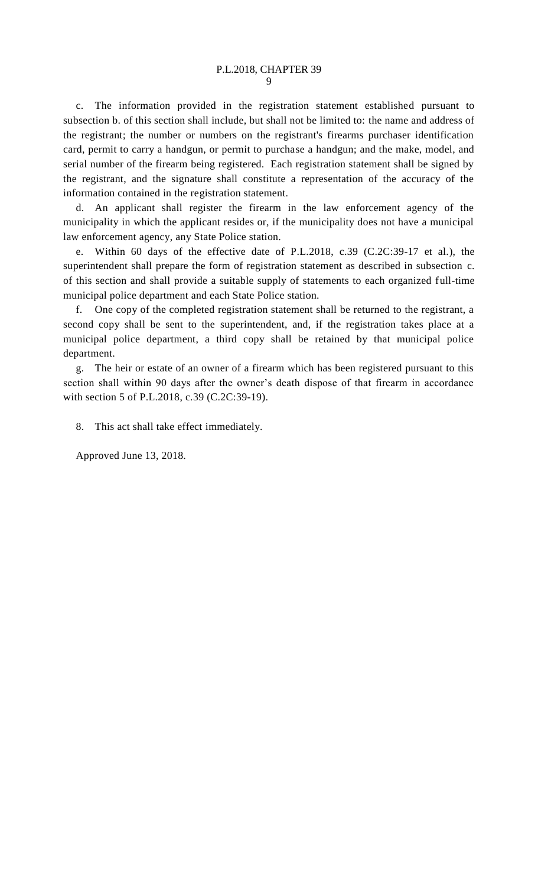c. The information provided in the registration statement established pursuant to subsection b. of this section shall include, but shall not be limited to: the name and address of the registrant; the number or numbers on the registrant's firearms purchaser identification card, permit to carry a handgun, or permit to purchase a handgun; and the make, model, and serial number of the firearm being registered. Each registration statement shall be signed by the registrant, and the signature shall constitute a representation of the accuracy of the information contained in the registration statement.

d. An applicant shall register the firearm in the law enforcement agency of the municipality in which the applicant resides or, if the municipality does not have a municipal law enforcement agency, any State Police station.

e. Within 60 days of the effective date of P.L.2018, c.39 (C.2C:39-17 et al.), the superintendent shall prepare the form of registration statement as described in subsection c. of this section and shall provide a suitable supply of statements to each organized full-time municipal police department and each State Police station.

f. One copy of the completed registration statement shall be returned to the registrant, a second copy shall be sent to the superintendent, and, if the registration takes place at a municipal police department, a third copy shall be retained by that municipal police department.

g. The heir or estate of an owner of a firearm which has been registered pursuant to this section shall within 90 days after the owner's death dispose of that firearm in accordance with section 5 of P.L.2018, c.39 (C.2C:39-19).

8. This act shall take effect immediately.

Approved June 13, 2018.